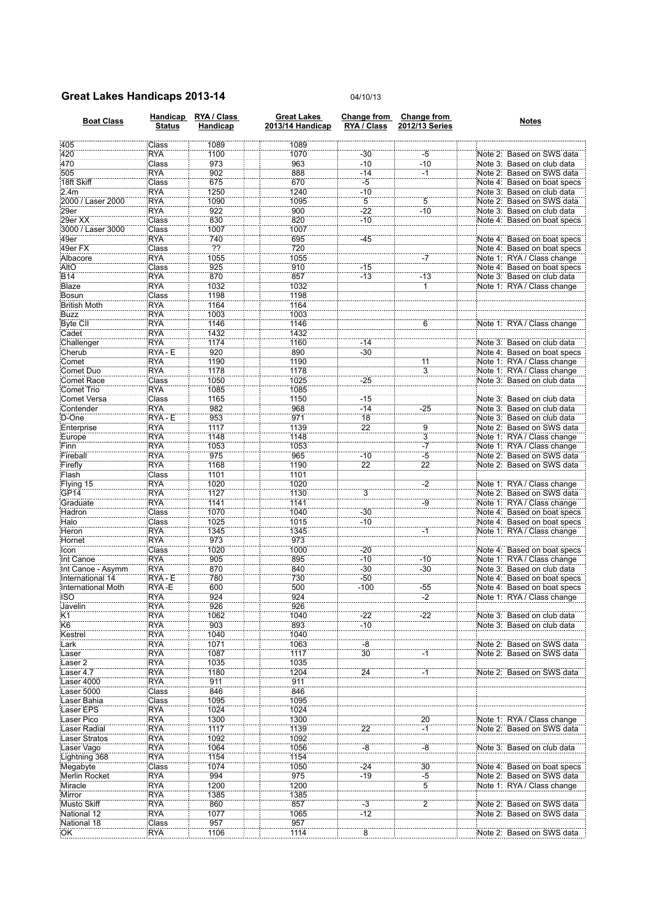## Great Lakes Handicaps 2013-14

04/10/13

| Boat Class | Handicap Status | RYA / Class Handicap | Great Lakes 2013/14 Handicap | Change from RYA / Class | Change from 2012/13 Series | Notes |
|---|---|---|---|---|---|---|
| 405 | Class | 1089 | 1089 | | | |
| 420 | RYA | 1100 | 1070 | -30 | -5 | Note 2: Based on SWS data |
| 470 | Class | 973 | 963 | -10 | -10 | Note 3: Based on club data |
| 505 | RYA | 902 | 888 | -14 | -1 | Note 2: Based on SWS data |
| 18ft Skiff | Class | 675 | 670 | -5 | | Note 4: Based on boat specs |
| 2.4m | RYA | 1250 | 1240 | -10 | | Note 3: Based on club data |
| 2000 / Laser 2000 | RYA | 1090 | 1095 | 5 | 5 | Note 2: Based on SWS data |
| 29er | RYA | 922 | 900 | -22 | -10 | Note 3: Based on club data |
| 29er XX | Class | 830 | 820 | -10 | | Note 4: Based on boat specs |
| 3000 / Laser 3000 | Class | 1007 | 1007 | | | |
| 49er | RYA | 740 | 695 | -45 | | Note 4: Based on boat specs |
| 49er FX | Class | ?? | 720 | | | Note 4: Based on boat specs |
| Albacore | RYA | 1055 | 1055 | | -7 | Note 1: RYA / Class change |
| AltO | Class | 925 | 910 | -15 | | Note 4: Based on boat specs |
| B14 | RYA | 870 | 857 | -13 | -13 | Note 3: Based on club data |
| Blaze | RYA | 1032 | 1032 | | 1 | Note 1: RYA / Class change |
| Bosun | Class | 1198 | 1198 | | | |
| British Moth | RYA | 1164 | 1164 | | | |
| Buzz | RYA | 1003 | 1003 | | | |
| Byte CII | RYA | 1146 | 1146 | | 6 | Note 1: RYA / Class change |
| Cadet | RYA | 1432 | 1432 | | | |
| Challenger | RYA | 1174 | 1160 | -14 | | Note 3: Based on club data |
| Cherub | RYA - E | 920 | 890 | -30 | | Note 4: Based on boat specs |
| Comet | RYA | 1190 | 1190 | | 11 | Note 1: RYA / Class change |
| Comet Duo | RYA | 1178 | 1178 | | 3 | Note 1: RYA / Class change |
| Comet Race | Class | 1050 | 1025 | -25 | | Note 3: Based on club data |
| Comet Trio | RYA | 1085 | 1085 | | | |
| Comet Versa | Class | 1165 | 1150 | -15 | | Note 3: Based on club data |
| Contender | RYA | 982 | 968 | -14 | -25 | Note 3: Based on club data |
| D-One | RYA - E | 953 | 971 | 18 | | Note 3: Based on club data |
| Enterprise | RYA | 1117 | 1139 | 22 | 9 | Note 2: Based on SWS data |
| Europe | RYA | 1148 | 1148 | | 3 | Note 1: RYA / Class change |
| Finn | RYA | 1053 | 1053 | | -7 | Note 1: RYA / Class change |
| Fireball | RYA | 975 | 965 | -10 | -5 | Note 2: Based on SWS data |
| Firefly | RYA | 1168 | 1190 | 22 | 22 | Note 2: Based on SWS data |
| Flash | Class | 1101 | 1101 | | | |
| Flying 15 | RYA | 1020 | 1020 | | -2 | Note 1: RYA / Class change |
| GP14 | RYA | 1127 | 1130 | 3 | | Note 2: Based on SWS data |
| Graduate | RYA | 1141 | 1141 | | -9 | Note 1: RYA / Class change |
| Hadron | Class | 1070 | 1040 | -30 | | Note 4: Based on boat specs |
| Halo | Class | 1025 | 1015 | -10 | | Note 4: Based on boat specs |
| Heron | RYA | 1345 | 1345 | | -1 | Note 1: RYA / Class change |
| Hornet | RYA | 973 | 973 | | | |
| Icon | Class | 1020 | 1000 | -20 | | Note 4: Based on boat specs |
| Int Canoe | RYA | 905 | 895 | -10 | -10 | Note 1: RYA / Class change |
| Int Canoe - Asymm | RYA | 870 | 840 | -30 | -30 | Note 3: Based on club data |
| International 14 | RYA - E | 780 | 730 | -50 | | Note 4: Based on boat specs |
| International Moth | RYA -E | 600 | 500 | -100 | -55 | Note 4: Based on boat specs |
| ISO | RYA | 924 | 924 | | -2 | Note 1: RYA / Class change |
| Javelin | RYA | 926 | 926 | | | |
| K1 | RYA | 1062 | 1040 | -22 | -22 | Note 3: Based on club data |
| K6 | RYA | 903 | 893 | -10 | | Note 3: Based on club data |
| Kestrel | RYA | 1040 | 1040 | | | |
| Lark | RYA | 1071 | 1063 | -8 | | Note 2: Based on SWS data |
| Laser | RYA | 1087 | 1117 | 30 | -1 | Note 2: Based on SWS data |
| Laser 2 | RYA | 1035 | 1035 | | | |
| Laser 4.7 | RYA | 1180 | 1204 | 24 | -1 | Note 2: Based on SWS data |
| Laser 4000 | RYA | 911 | 911 | | | |
| Laser 5000 | Class | 846 | 846 | | | |
| Laser Bahia | Class | 1095 | 1095 | | | |
| Laser EPS | RYA | 1024 | 1024 | | | |
| Laser Pico | RYA | 1300 | 1300 | | 20 | Note 1: RYA / Class change |
| Laser Radial | RYA | 1117 | 1139 | 22 | -1 | Note 2: Based on SWS data |
| Laser Stratos | RYA | 1092 | 1092 | | | |
| Laser Vago | RYA | 1064 | 1056 | -8 | -8 | Note 3: Based on club data |
| Lightning 368 | RYA | 1154 | 1154 | | | |
| Megabyte | Class | 1074 | 1050 | -24 | 30 | Note 4: Based on boat specs |
| Merlin Rocket | RYA | 994 | 975 | -19 | -5 | Note 2: Based on SWS data |
| Miracle | RYA | 1200 | 1200 | | 5 | Note 1: RYA / Class change |
| Mirror | RYA | 1385 | 1385 | | | |
| Musto Skiff | RYA | 860 | 857 | -3 | 2 | Note 2: Based on SWS data |
| National 12 | RYA | 1077 | 1065 | -12 | | Note 2: Based on SWS data |
| National 18 | Class | 957 | 957 | | | |
| OK | RYA | 1106 | 1114 | 8 | | Note 2: Based on SWS data |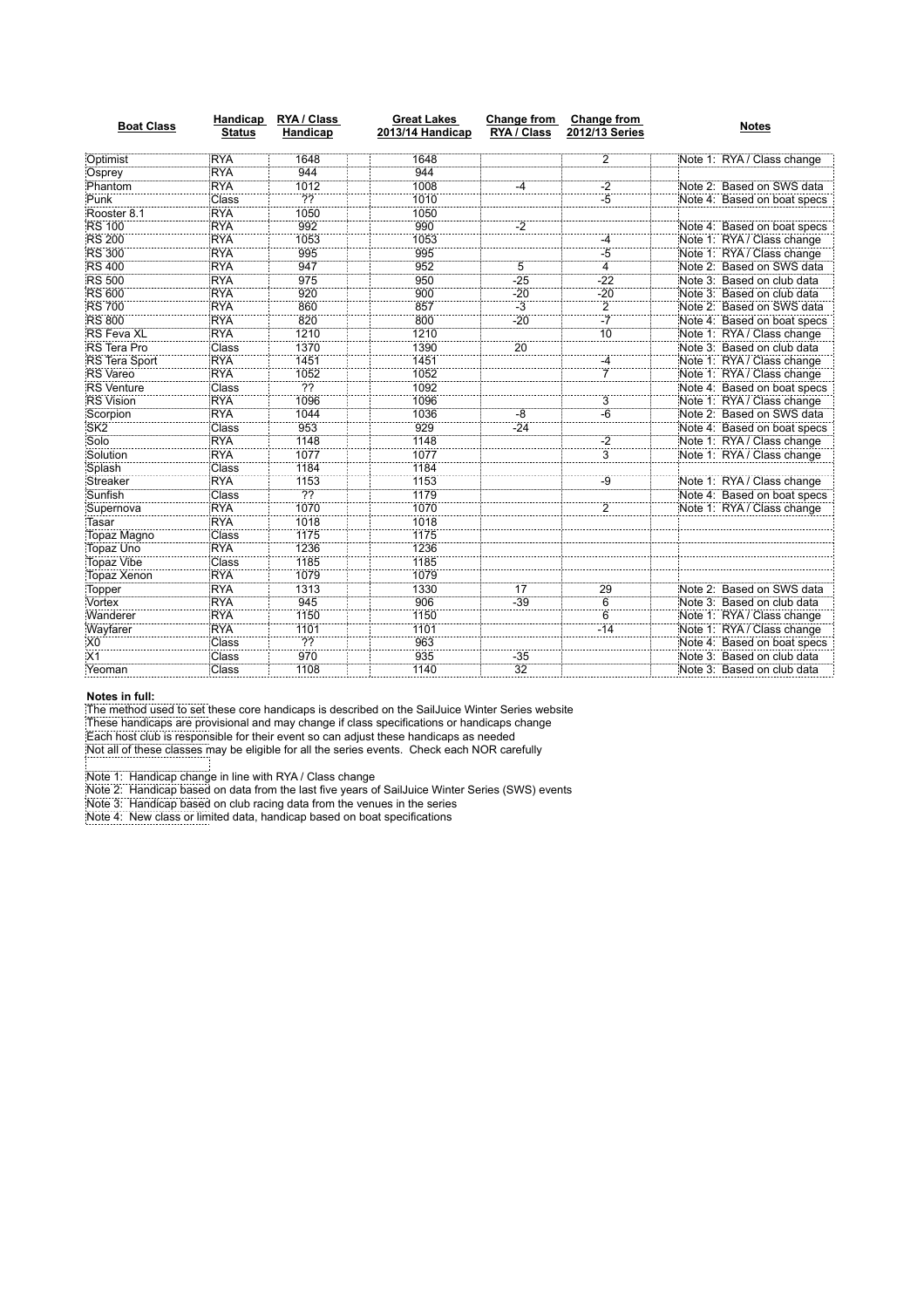| Boat Class | Handicap Status | RYA / Class Handicap | Great Lakes 2013/14 Handicap | Change from RYA / Class | Change from 2012/13 Series | Notes |
|---|---|---|---|---|---|---|
| Optimist | RYA | 1648 | 1648 | | 2 | Note 1: RYA / Class change |
| Osprey | RYA | 944 | 944 | | | |
| Phantom | RYA | 1012 | 1008 | -4 | -2 | Note 2: Based on SWS data |
| Punk | Class | ?? | 1010 | | -5 | Note 4: Based on boat specs |
| Rooster 8.1 | RYA | 1050 | 1050 | | | |
| RS 100 | RYA | 992 | 990 | -2 | | Note 4: Based on boat specs |
| RS 200 | RYA | 1053 | 1053 | | -4 | Note 1: RYA / Class change |
| RS 300 | RYA | 995 | 995 | | -5 | Note 1: RYA / Class change |
| RS 400 | RYA | 947 | 952 | 5 | 4 | Note 2: Based on SWS data |
| RS 500 | RYA | 975 | 950 | -25 | -22 | Note 3: Based on club data |
| RS 600 | RYA | 920 | 900 | -20 | -20 | Note 3: Based on club data |
| RS 700 | RYA | 860 | 857 | -3 | 2 | Note 2: Based on SWS data |
| RS 800 | RYA | 820 | 800 | -20 | -7 | Note 4: Based on boat specs |
| RS Feva XL | RYA | 1210 | 1210 | | 10 | Note 1: RYA / Class change |
| RS Tera Pro | Class | 1370 | 1390 | 20 | | Note 3: Based on club data |
| RS Tera Sport | RYA | 1451 | 1451 | | -4 | Note 1: RYA / Class change |
| RS Vareo | RYA | 1052 | 1052 | | 7 | Note 1: RYA / Class change |
| RS Venture | Class | ?? | 1092 | | | Note 4: Based on boat specs |
| RS Vision | RYA | 1096 | 1096 | | 3 | Note 1: RYA / Class change |
| Scorpion | RYA | 1044 | 1036 | -8 | -6 | Note 2: Based on SWS data |
| SK2 | Class | 953 | 929 | -24 | | Note 4: Based on boat specs |
| Solo | RYA | 1148 | 1148 | | -2 | Note 1: RYA / Class change |
| Solution | RYA | 1077 | 1077 | | 3 | Note 1: RYA / Class change |
| Splash | Class | 1184 | 1184 | | | |
| Streaker | RYA | 1153 | 1153 | | -9 | Note 1: RYA / Class change |
| Sunfish | Class | ?? | 1179 | | | Note 4: Based on boat specs |
| Supernova | RYA | 1070 | 1070 | | 2 | Note 1: RYA / Class change |
| Tasar | RYA | 1018 | 1018 | | | |
| Topaz Magno | Class | 1175 | 1175 | | | |
| Topaz Uno | RYA | 1236 | 1236 | | | |
| Topaz Vibe | Class | 1185 | 1185 | | | |
| Topaz Xenon | RYA | 1079 | 1079 | | | |
| Topper | RYA | 1313 | 1330 | 17 | 29 | Note 2: Based on SWS data |
| Vortex | RYA | 945 | 906 | -39 | 6 | Note 3: Based on club data |
| Wanderer | RYA | 1150 | 1150 | | 6 | Note 1: RYA / Class change |
| Wayfarer | RYA | 1101 | 1101 | | -14 | Note 1: RYA / Class change |
| X0 | Class | ?? | 963 | | | Note 4: Based on boat specs |
| X1 | Class | 970 | 935 | -35 | | Note 3: Based on club data |
| Yeoman | Class | 1108 | 1140 | 32 | | Note 3: Based on club data |

**Notes in full:**

The method used to set these core handicaps is described on the SailJuice Winter Series website
These handicaps are provisional and may change if class specifications or handicaps change
Each host club is responsible for their event so can adjust these handicaps as needed
Not all of these classes may be eligible for all the series events. Check each NOR carefully

Note 1: Handicap change in line with RYA / Class change
Note 2: Handicap based on data from the last five years of SailJuice Winter Series (SWS) events
Note 3: Handicap based on club racing data from the venues in the series
Note 4: New class or limited data, handicap based on boat specifications